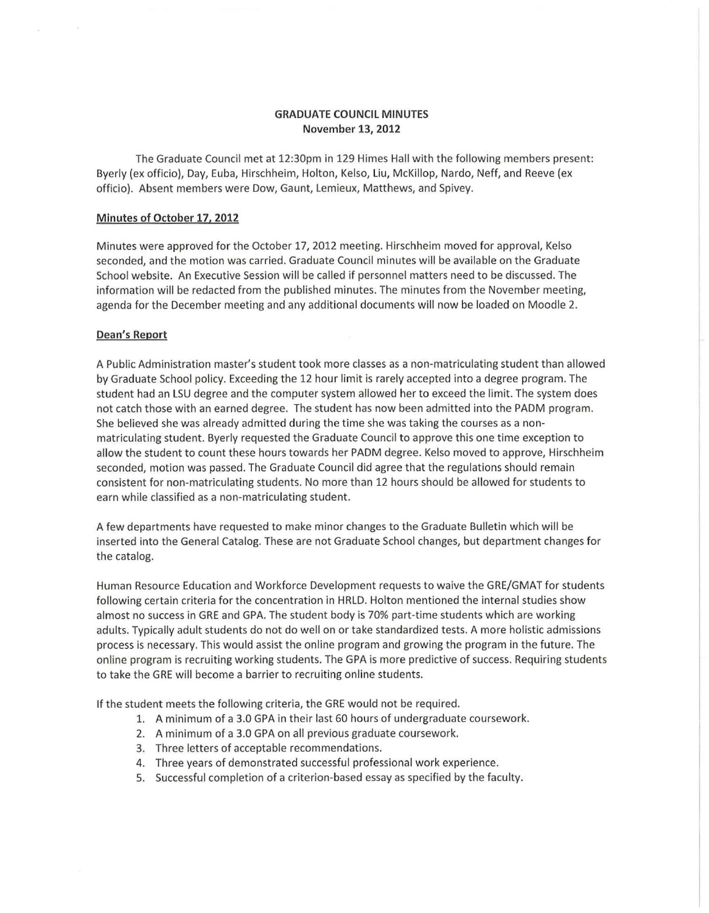# GRADUATE COUNCIL MINUTES

**November 13, 2012**

The Graduate Council met at 12:30pm in 129 Himes Hall with the following members present: Byerly (ex officio), Day, Euba, Hirschheim, Holton, Kelso, Liu, McKillop, Nardo, Neff, and Reeve (ex officio). Absent members were Dow, Gaunt, Lemieux, Matthews, and Spivey.

## Minutes of October 17, 2012

Minutes were approved for the October 17, 2012 meeting. Hirschheim moved for approval, Kelso seconded, and the motion was carried. Graduate Council minutes will be available on the Graduate School website. An Executive Session will be called if personnel matters need to be discussed. The information will be redacted from the published minutes. The minutes from the November meeting, agenda for the December meeting and any additional documents will now be loaded on Moodle 2.

## Dean's Report

A Public Administration master's student took more classes as a non-matriculating student than allowed by Graduate School policy. Exceeding the 12 hour limit is rarely accepted into a degree program. The student had an LSU degree and the computer system allowed her to exceed the limit. The system does not catch those with an earned degree. The student has now been admitted into the PADM program. She believed she was already admitted during the time she was taking the courses as a non-matriculating student. Byerly requested the Graduate Council to approve this one time exception to allow the student to count these hours towards her PADM degree. Kelso moved to approve, Hirschheim seconded, motion was passed. The Graduate Council did agree that the regulations should remain consistent for non-matriculating students. No more than 12 hours should be allowed for students to earn while classified as a non-matriculating student.

A few departments have requested to make minor changes to the Graduate Bulletin which will be inserted into the General Catalog. These are not Graduate School changes, but department changes for the catalog.

Human Resource Education and Workforce Development requests to waive the GRE/GMAT for students following certain criteria for the concentration in HRLD. Holton mentioned the internal studies show almost no success in GRE and GPA. The student body is 70% part-time students which are working adults. Typically adult students do not do well on or take standardized tests. A more holistic admissions process is necessary. This would assist the online program and growing the program in the future. The online program is recruiting working students. The GPA is more predictive of success. Requiring students to take the GRE will become a barrier to recruiting online students.

If the student meets the following criteria, the GRE would not be required.

1. A minimum of a 3.0 GPA in their last 60 hours of undergraduate coursework.
2. A minimum of a 3.0 GPA on all previous graduate coursework.
3. Three letters of acceptable recommendations.
4. Three years of demonstrated successful professional work experience.
5. Successful completion of a criterion-based essay as specified by the faculty.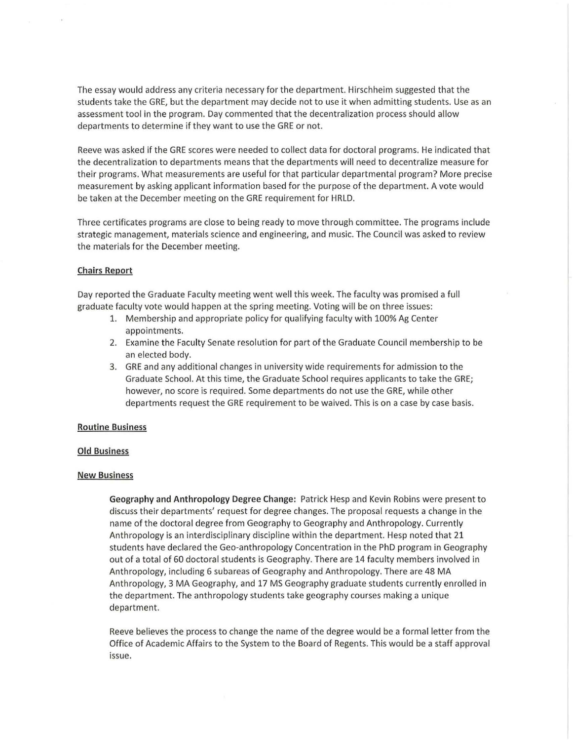The essay would address any criteria necessary for the department. Hirschheim suggested that the students take the GRE, but the department may decide not to use it when admitting students. Use as an assessment tool in the program. Day commented that the decentralization process should allow departments to determine if they want to use the GRE or not.

Reeve was asked if the GRE scores were needed to collect data for doctoral programs. He indicated that the decentralization to departments means that the departments will need to decentralize measure for their programs. What measurements are useful for that particular departmental program? More precise measurement by asking applicant information based for the purpose of the department. A vote would be taken at the December meeting on the GRE requirement for HRLD.

Three certificates programs are close to being ready to move through committee. The programs include strategic management, materials science and engineering, and music. The Council was asked to review the materials for the December meeting.

**Chairs Report**

Day reported the Graduate Faculty meeting went well this week. The faculty was promised a full graduate faculty vote would happen at the spring meeting. Voting will be on three issues:

1. Membership and appropriate policy for qualifying faculty with 100% Ag Center appointments.
2. Examine the Faculty Senate resolution for part of the Graduate Council membership to be an elected body.
3. GRE and any additional changes in university wide requirements for admission to the Graduate School. At this time, the Graduate School requires applicants to take the GRE; however, no score is required. Some departments do not use the GRE, while other departments request the GRE requirement to be waived. This is on a case by case basis.

**Routine Business**

**Old Business**

**New Business**

**Geography and Anthropology Degree Change:** Patrick Hesp and Kevin Robins were present to discuss their departments' request for degree changes. The proposal requests a change in the name of the doctoral degree from Geography to Geography and Anthropology. Currently Anthropology is an interdisciplinary discipline within the department. Hesp noted that 21 students have declared the Geo-anthropology Concentration in the PhD program in Geography out of a total of 60 doctoral students is Geography. There are 14 faculty members involved in Anthropology, including 6 subareas of Geography and Anthropology. There are 48 MA Anthropology, 3 MA Geography, and 17 MS Geography graduate students currently enrolled in the department. The anthropology students take geography courses making a unique department.

Reeve believes the process to change the name of the degree would be a formal letter from the Office of Academic Affairs to the System to the Board of Regents. This would be a staff approval issue.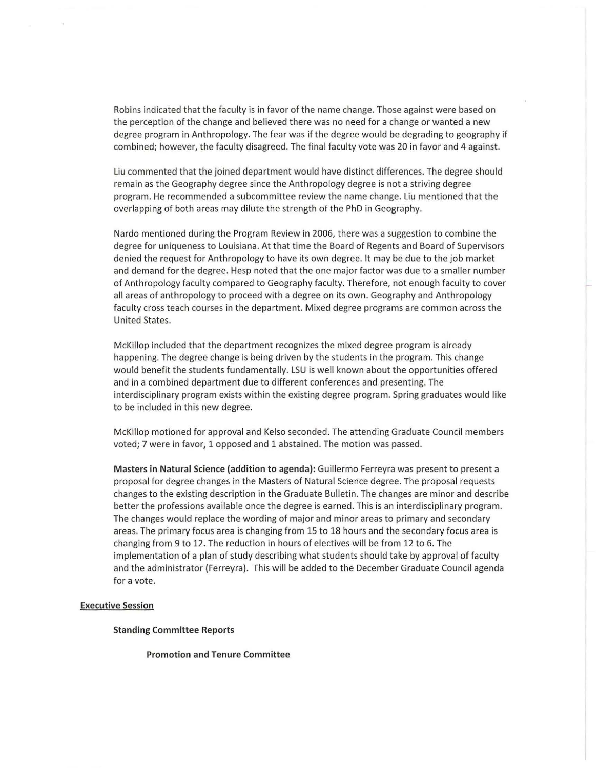Robins indicated that the faculty is in favor of the name change. Those against were based on the perception of the change and believed there was no need for a change or wanted a new degree program in Anthropology. The fear was if the degree would be degrading to geography if combined; however, the faculty disagreed. The final faculty vote was 20 in favor and 4 against.

Liu commented that the joined department would have distinct differences. The degree should remain as the Geography degree since the Anthropology degree is not a striving degree program. He recommended a subcommittee review the name change. Liu mentioned that the overlapping of both areas may dilute the strength of the PhD in Geography.

Nardo mentioned during the Program Review in 2006, there was a suggestion to combine the degree for uniqueness to Louisiana. At that time the Board of Regents and Board of Supervisors denied the request for Anthropology to have its own degree. It may be due to the job market and demand for the degree. Hesp noted that the one major factor was due to a smaller number of Anthropology faculty compared to Geography faculty. Therefore, not enough faculty to cover all areas of anthropology to proceed with a degree on its own. Geography and Anthropology faculty cross teach courses in the department. Mixed degree programs are common across the United States.

McKillop included that the department recognizes the mixed degree program is already happening. The degree change is being driven by the students in the program. This change would benefit the students fundamentally. LSU is well known about the opportunities offered and in a combined department due to different conferences and presenting. The interdisciplinary program exists within the existing degree program. Spring graduates would like to be included in this new degree.

McKillop motioned for approval and Kelso seconded. The attending Graduate Council members voted; 7 were in favor, 1 opposed and 1 abstained. The motion was passed.

**Masters in Natural Science (addition to agenda):** Guillermo Ferreyra was present to present a proposal for degree changes in the Masters of Natural Science degree. The proposal requests changes to the existing description in the Graduate Bulletin. The changes are minor and describe better the professions available once the degree is earned. This is an interdisciplinary program. The changes would replace the wording of major and minor areas to primary and secondary areas. The primary focus area is changing from 15 to 18 hours and the secondary focus area is changing from 9 to 12. The reduction in hours of electives will be from 12 to 6. The implementation of a plan of study describing what students should take by approval of faculty and the administrator (Ferreyra). This will be added to the December Graduate Council agenda for a vote.

## Executive Session

### Standing Committee Reports

#### Promotion and Tenure Committee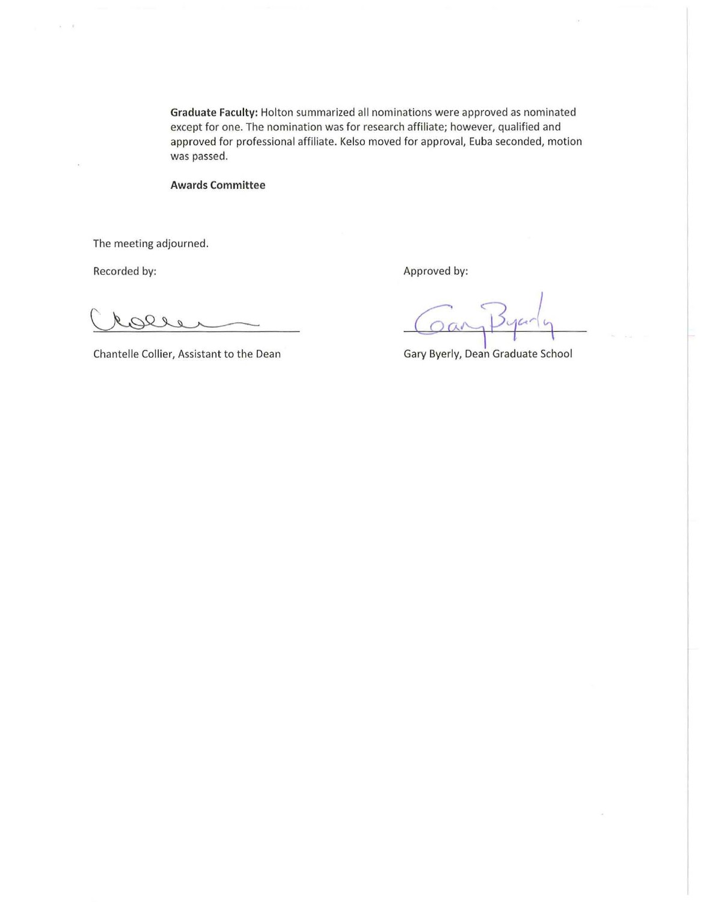**Graduate Faculty:** Holton summarized all nominations were approved as nominated except for one. The nomination was for research affiliate; however, qualified and approved for professional affiliate. Kelso moved for approval, Euba seconded, motion was passed.

**Awards Committee**

The meeting adjourned.

Recorded by:

Chantelle Collier, Assistant to the Dean

Approved by:

Gary Byerly, Dean Graduate School